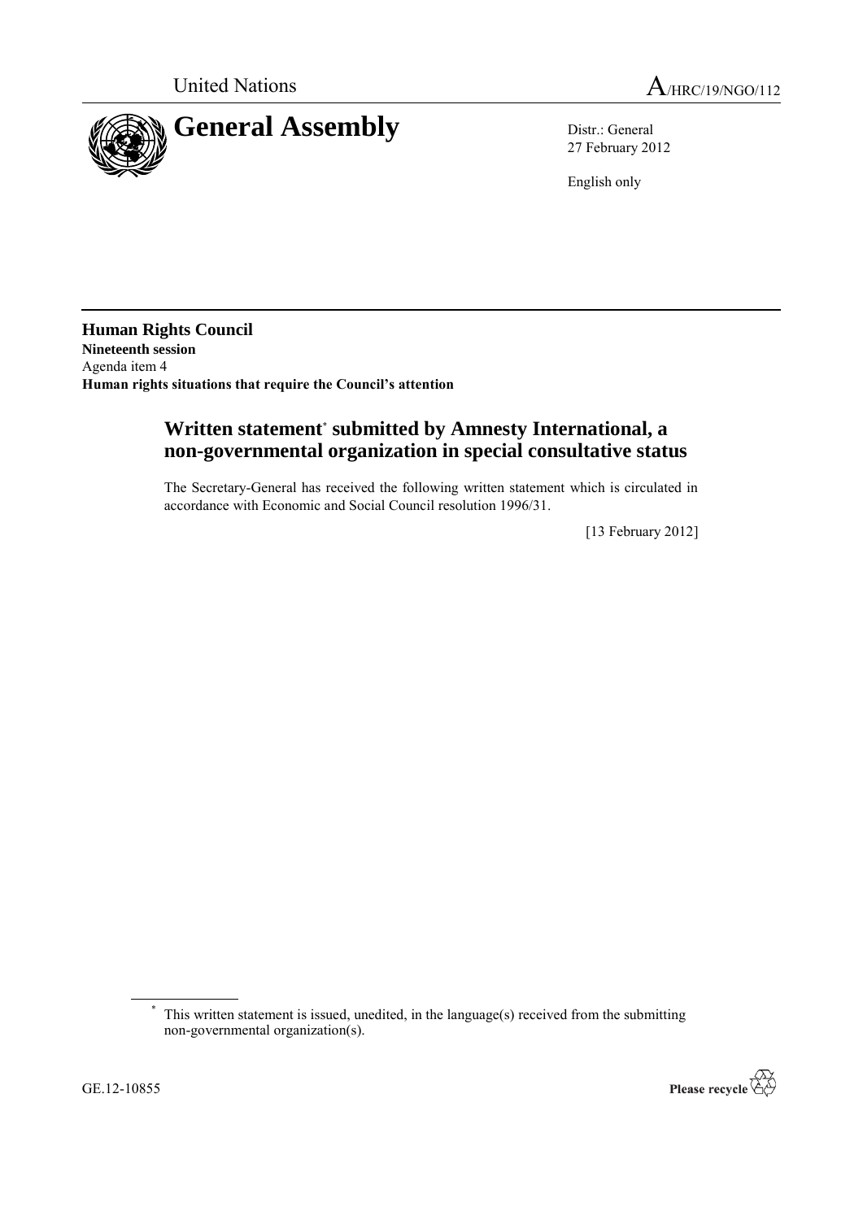United Nations A/HRC/19/NGO/112

# General Assembly

Distr.: General
27 February 2012

English only

**Human Rights Council**
**Nineteenth session**
Agenda item 4
**Human rights situations that require the Council's attention**

## Written statement* submitted by Amnesty International, a non-governmental organization in special consultative status

The Secretary-General has received the following written statement which is circulated in accordance with Economic and Social Council resolution 1996/31.

[13 February 2012]

* This written statement is issued, unedited, in the language(s) received from the submitting non-governmental organization(s).

GE.12-10855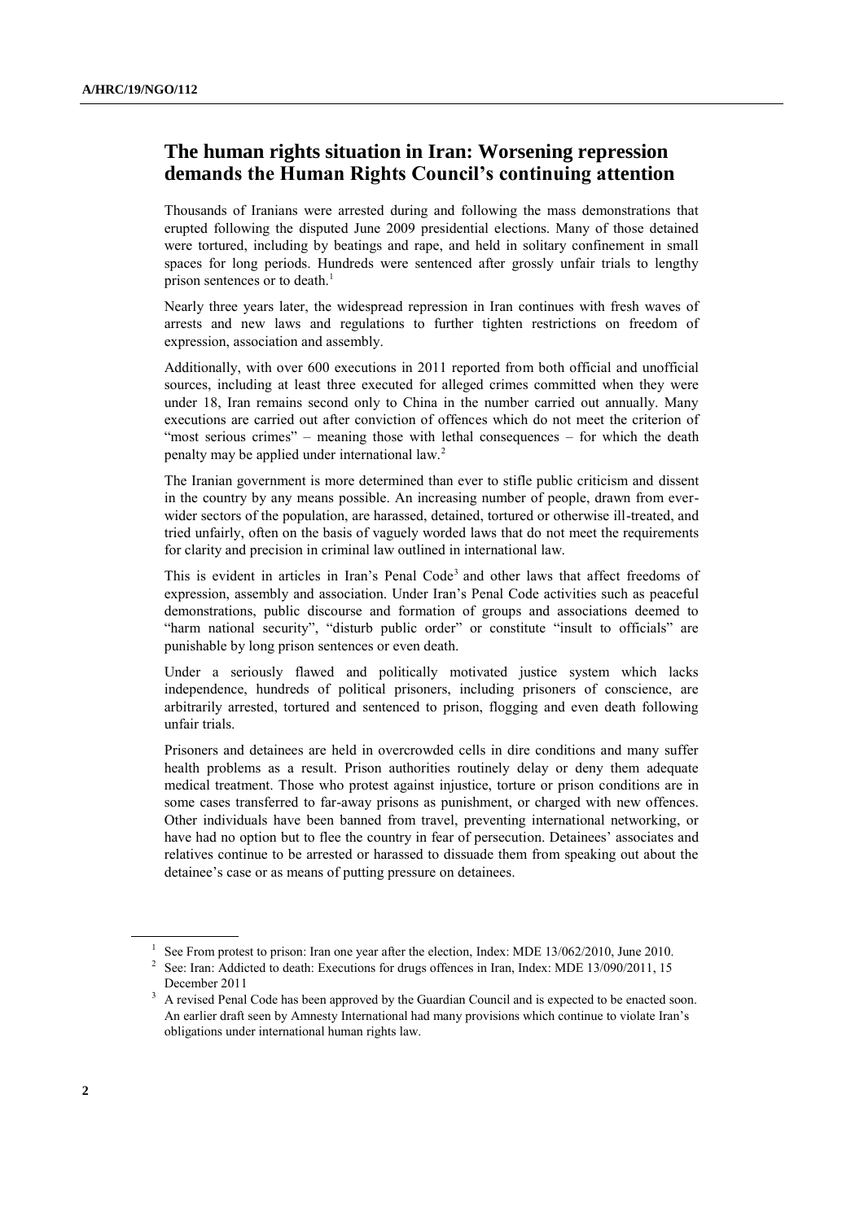## The human rights situation in Iran: Worsening repression demands the Human Rights Council's continuing attention

Thousands of Iranians were arrested during and following the mass demonstrations that erupted following the disputed June 2009 presidential elections. Many of those detained were tortured, including by beatings and rape, and held in solitary confinement in small spaces for long periods. Hundreds were sentenced after grossly unfair trials to lengthy prison sentences or to death.[1]

Nearly three years later, the widespread repression in Iran continues with fresh waves of arrests and new laws and regulations to further tighten restrictions on freedom of expression, association and assembly.

Additionally, with over 600 executions in 2011 reported from both official and unofficial sources, including at least three executed for alleged crimes committed when they were under 18, Iran remains second only to China in the number carried out annually. Many executions are carried out after conviction of offences which do not meet the criterion of "most serious crimes" – meaning those with lethal consequences – for which the death penalty may be applied under international law.[2]

The Iranian government is more determined than ever to stifle public criticism and dissent in the country by any means possible. An increasing number of people, drawn from ever-wider sectors of the population, are harassed, detained, tortured or otherwise ill-treated, and tried unfairly, often on the basis of vaguely worded laws that do not meet the requirements for clarity and precision in criminal law outlined in international law.

This is evident in articles in Iran's Penal Code[3] and other laws that affect freedoms of expression, assembly and association. Under Iran's Penal Code activities such as peaceful demonstrations, public discourse and formation of groups and associations deemed to "harm national security", "disturb public order" or constitute "insult to officials" are punishable by long prison sentences or even death.

Under a seriously flawed and politically motivated justice system which lacks independence, hundreds of political prisoners, including prisoners of conscience, are arbitrarily arrested, tortured and sentenced to prison, flogging and even death following unfair trials.

Prisoners and detainees are held in overcrowded cells in dire conditions and many suffer health problems as a result. Prison authorities routinely delay or deny them adequate medical treatment. Those who protest against injustice, torture or prison conditions are in some cases transferred to far-away prisons as punishment, or charged with new offences. Other individuals have been banned from travel, preventing international networking, or have had no option but to flee the country in fear of persecution. Detainees' associates and relatives continue to be arrested or harassed to dissuade them from speaking out about the detainee's case or as means of putting pressure on detainees.

---

[1] See From protest to prison: Iran one year after the election, Index: MDE 13/062/2010, June 2010.

[2] See: Iran: Addicted to death: Executions for drugs offences in Iran, Index: MDE 13/090/2011, 15 December 2011

[3] A revised Penal Code has been approved by the Guardian Council and is expected to be enacted soon. An earlier draft seen by Amnesty International had many provisions which continue to violate Iran's obligations under international human rights law.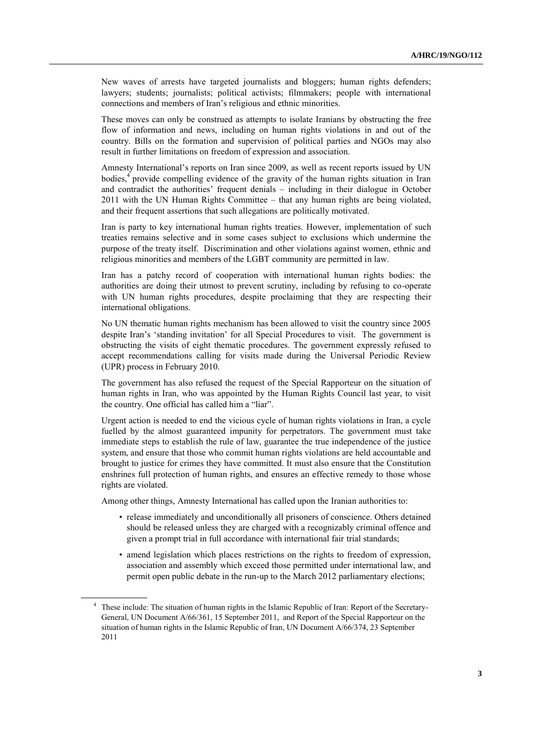New waves of arrests have targeted journalists and bloggers; human rights defenders; lawyers; students; journalists; political activists; filmmakers; people with international connections and members of Iran's religious and ethnic minorities.

These moves can only be construed as attempts to isolate Iranians by obstructing the free flow of information and news, including on human rights violations in and out of the country. Bills on the formation and supervision of political parties and NGOs may also result in further limitations on freedom of expression and association.

Amnesty International's reports on Iran since 2009, as well as recent reports issued by UN bodies,[4] provide compelling evidence of the gravity of the human rights situation in Iran and contradict the authorities' frequent denials – including in their dialogue in October 2011 with the UN Human Rights Committee – that any human rights are being violated, and their frequent assertions that such allegations are politically motivated.

Iran is party to key international human rights treaties. However, implementation of such treaties remains selective and in some cases subject to exclusions which undermine the purpose of the treaty itself. Discrimination and other violations against women, ethnic and religious minorities and members of the LGBT community are permitted in law.

Iran has a patchy record of cooperation with international human rights bodies: the authorities are doing their utmost to prevent scrutiny, including by refusing to co-operate with UN human rights procedures, despite proclaiming that they are respecting their international obligations.

No UN thematic human rights mechanism has been allowed to visit the country since 2005 despite Iran's 'standing invitation' for all Special Procedures to visit. The government is obstructing the visits of eight thematic procedures. The government expressly refused to accept recommendations calling for visits made during the Universal Periodic Review (UPR) process in February 2010.

The government has also refused the request of the Special Rapporteur on the situation of human rights in Iran, who was appointed by the Human Rights Council last year, to visit the country. One official has called him a "liar".

Urgent action is needed to end the vicious cycle of human rights violations in Iran, a cycle fuelled by the almost guaranteed impunity for perpetrators. The government must take immediate steps to establish the rule of law, guarantee the true independence of the justice system, and ensure that those who commit human rights violations are held accountable and brought to justice for crimes they have committed. It must also ensure that the Constitution enshrines full protection of human rights, and ensures an effective remedy to those whose rights are violated.

Among other things, Amnesty International has called upon the Iranian authorities to:

- release immediately and unconditionally all prisoners of conscience. Others detained should be released unless they are charged with a recognizably criminal offence and given a prompt trial in full accordance with international fair trial standards;
- amend legislation which places restrictions on the rights to freedom of expression, association and assembly which exceed those permitted under international law, and permit open public debate in the run-up to the March 2012 parliamentary elections;

[4] These include: The situation of human rights in the Islamic Republic of Iran: Report of the Secretary-General, UN Document A/66/361, 15 September 2011, and Report of the Special Rapporteur on the situation of human rights in the Islamic Republic of Iran, UN Document A/66/374, 23 September 2011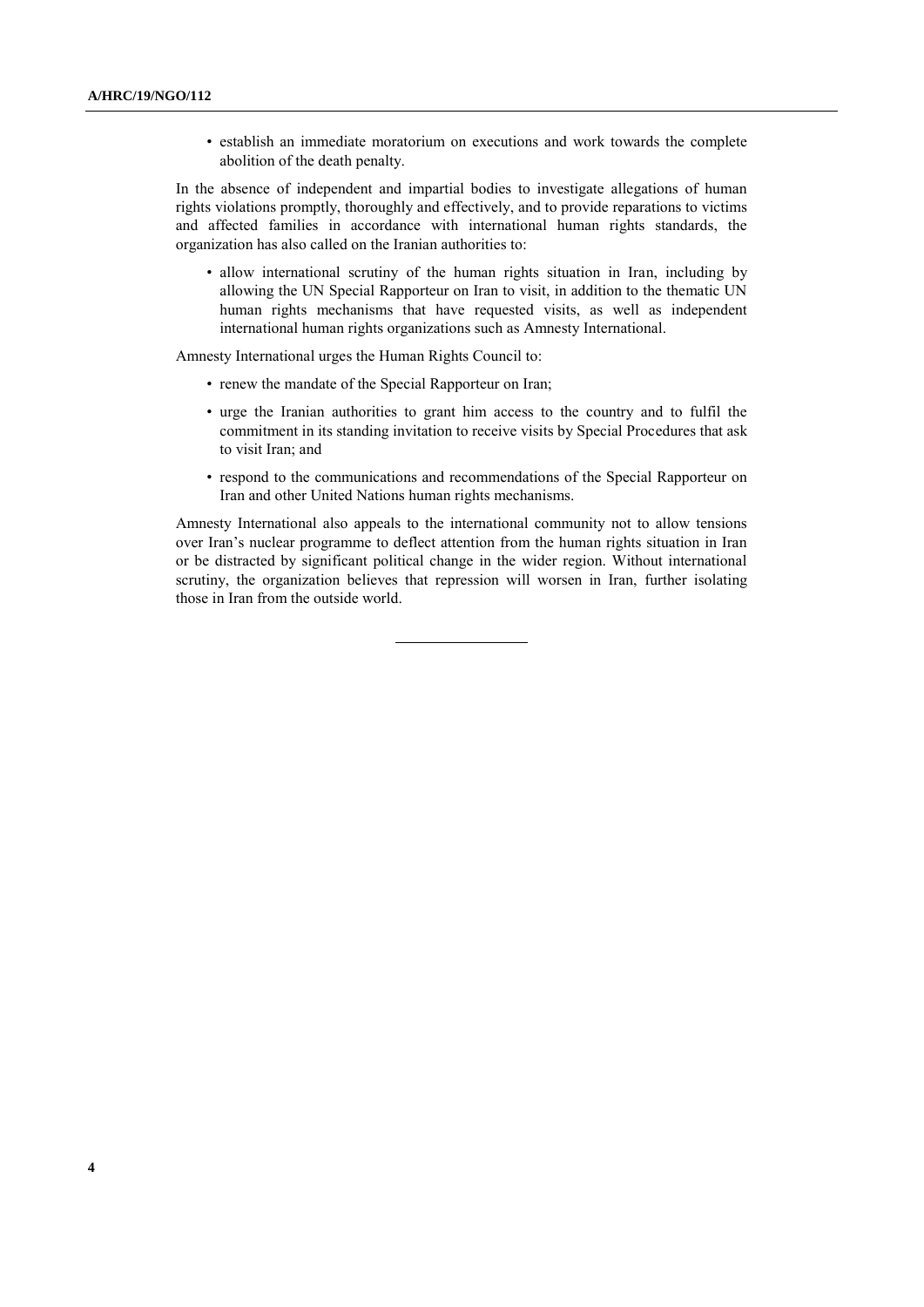- establish an immediate moratorium on executions and work towards the complete abolition of the death penalty.

In the absence of independent and impartial bodies to investigate allegations of human rights violations promptly, thoroughly and effectively, and to provide reparations to victims and affected families in accordance with international human rights standards, the organization has also called on the Iranian authorities to:

- allow international scrutiny of the human rights situation in Iran, including by allowing the UN Special Rapporteur on Iran to visit, in addition to the thematic UN human rights mechanisms that have requested visits, as well as independent international human rights organizations such as Amnesty International.

Amnesty International urges the Human Rights Council to:

- renew the mandate of the Special Rapporteur on Iran;
- urge the Iranian authorities to grant him access to the country and to fulfil the commitment in its standing invitation to receive visits by Special Procedures that ask to visit Iran; and
- respond to the communications and recommendations of the Special Rapporteur on Iran and other United Nations human rights mechanisms.

Amnesty International also appeals to the international community not to allow tensions over Iran's nuclear programme to deflect attention from the human rights situation in Iran or be distracted by significant political change in the wider region. Without international scrutiny, the organization believes that repression will worsen in Iran, further isolating those in Iran from the outside world.